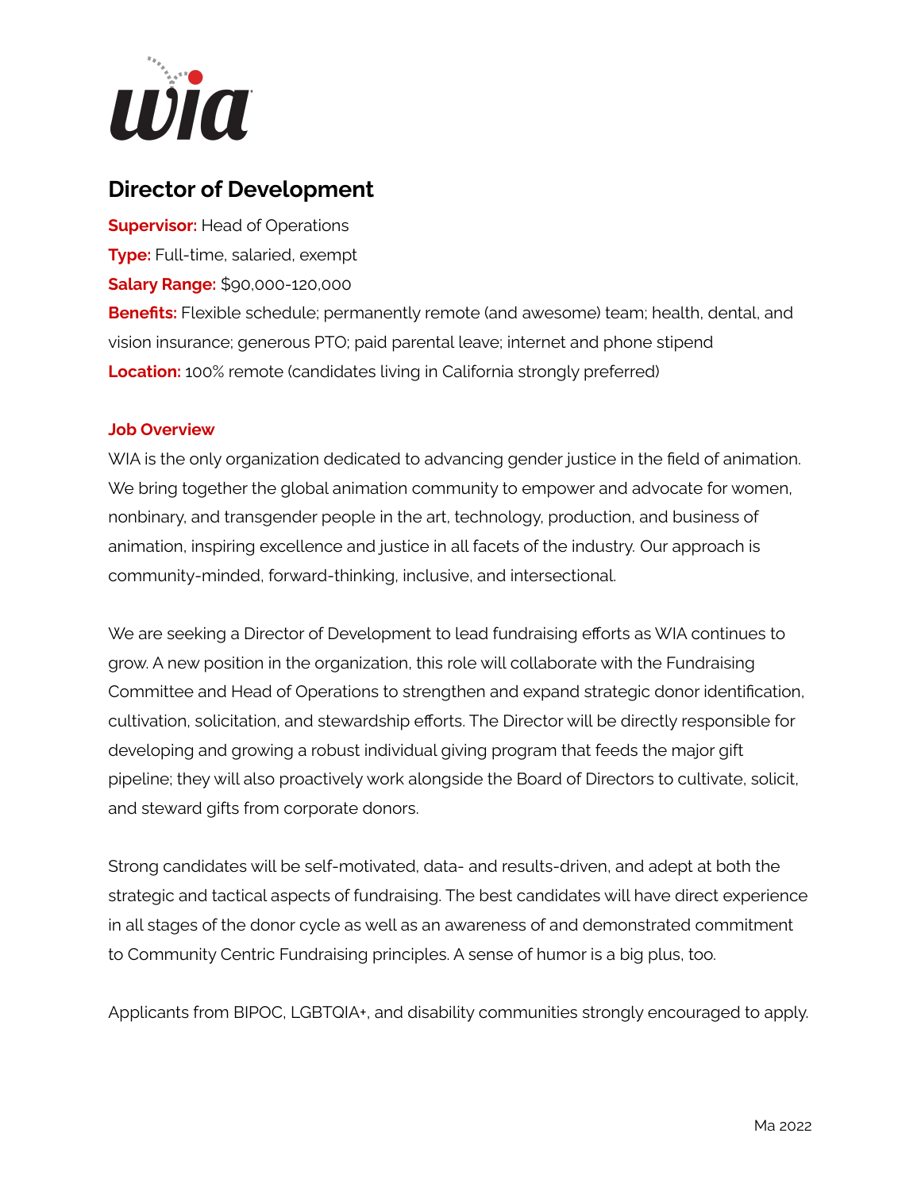# Director of Development

**Supervisor:** Head of Operations

**Type:** Full-time, salaried, exempt

**Salary Range:** $90,000-120,000

**Benefits:** Flexible schedule; permanently remote (and awesome) team; health, dental, and vision insurance; generous PTO; paid parental leave; internet and phone stipend

**Location:** 100% remote (candidates living in California strongly preferred)

## Job Overview

WIA is the only organization dedicated to advancing gender justice in the field of animation. We bring together the global animation community to empower and advocate for women, nonbinary, and transgender people in the art, technology, production, and business of animation, inspiring excellence and justice in all facets of the industry. Our approach is community-minded, forward-thinking, inclusive, and intersectional.

We are seeking a Director of Development to lead fundraising efforts as WIA continues to grow. A new position in the organization, this role will collaborate with the Fundraising Committee and Head of Operations to strengthen and expand strategic donor identification, cultivation, solicitation, and stewardship efforts. The Director will be directly responsible for developing and growing a robust individual giving program that feeds the major gift pipeline; they will also proactively work alongside the Board of Directors to cultivate, solicit, and steward gifts from corporate donors.

Strong candidates will be self-motivated, data- and results-driven, and adept at both the strategic and tactical aspects of fundraising. The best candidates will have direct experience in all stages of the donor cycle as well as an awareness of and demonstrated commitment to Community Centric Fundraising principles. A sense of humor is a big plus, too.

Applicants from BIPOC, LGBTQIA+, and disability communities strongly encouraged to apply.

Ma 2022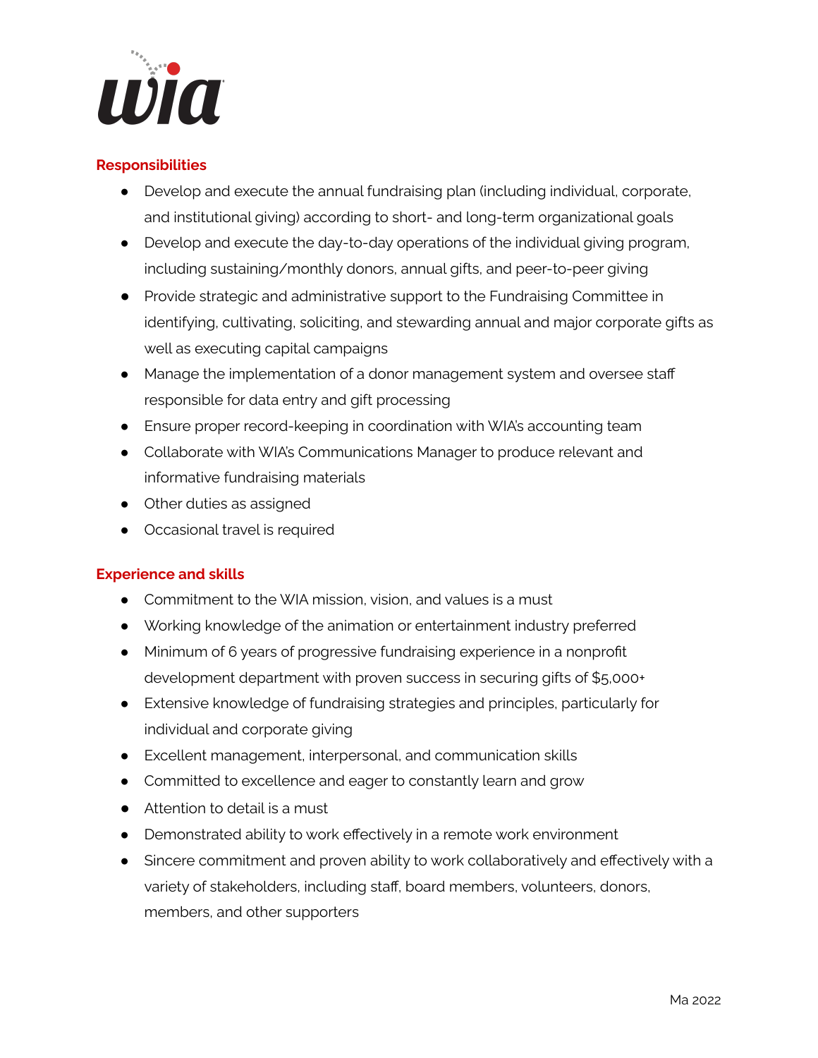## Responsibilities

- Develop and execute the annual fundraising plan (including individual, corporate, and institutional giving) according to short- and long-term organizational goals
- Develop and execute the day-to-day operations of the individual giving program, including sustaining/monthly donors, annual gifts, and peer-to-peer giving
- Provide strategic and administrative support to the Fundraising Committee in identifying, cultivating, soliciting, and stewarding annual and major corporate gifts as well as executing capital campaigns
- Manage the implementation of a donor management system and oversee staff responsible for data entry and gift processing
- Ensure proper record-keeping in coordination with WIA's accounting team
- Collaborate with WIA's Communications Manager to produce relevant and informative fundraising materials
- Other duties as assigned
- Occasional travel is required

## Experience and skills

- Commitment to the WIA mission, vision, and values is a must
- Working knowledge of the animation or entertainment industry preferred
- Minimum of 6 years of progressive fundraising experience in a nonprofit development department with proven success in securing gifts of $5,000+
- Extensive knowledge of fundraising strategies and principles, particularly for individual and corporate giving
- Excellent management, interpersonal, and communication skills
- Committed to excellence and eager to constantly learn and grow
- Attention to detail is a must
- Demonstrated ability to work effectively in a remote work environment
- Sincere commitment and proven ability to work collaboratively and effectively with a variety of stakeholders, including staff, board members, volunteers, donors, members, and other supporters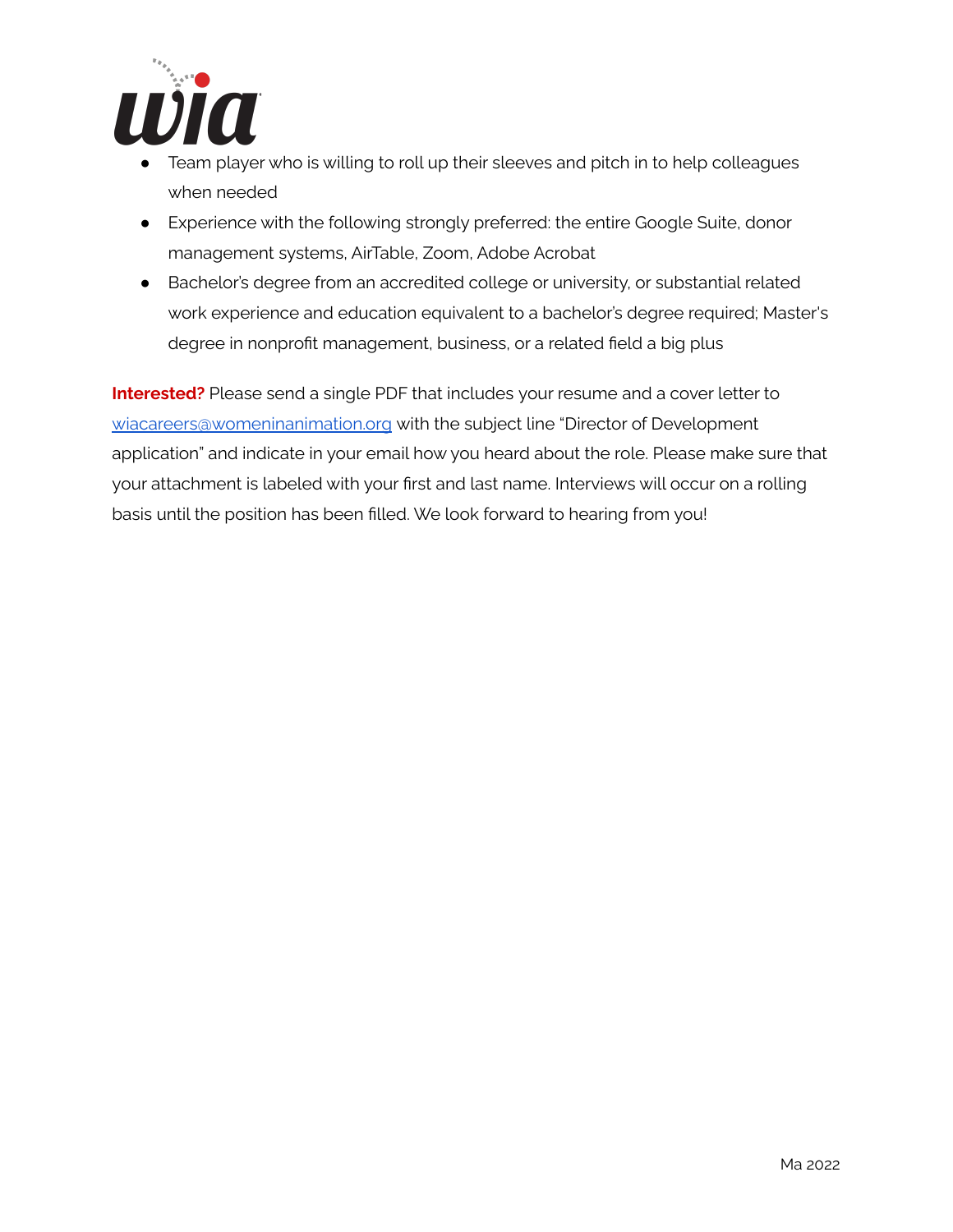- Team player who is willing to roll up their sleeves and pitch in to help colleagues when needed
- Experience with the following strongly preferred: the entire Google Suite, donor management systems, AirTable, Zoom, Adobe Acrobat
- Bachelor's degree from an accredited college or university, or substantial related work experience and education equivalent to a bachelor's degree required; Master's degree in nonprofit management, business, or a related field a big plus

**Interested?** Please send a single PDF that includes your resume and a cover letter to [wiacareers@womeninanimation.org](mailto:wiacareers@womeninanimation.org) with the subject line "Director of Development application" and indicate in your email how you heard about the role. Please make sure that your attachment is labeled with your first and last name. Interviews will occur on a rolling basis until the position has been filled. We look forward to hearing from you!

Ma 2022